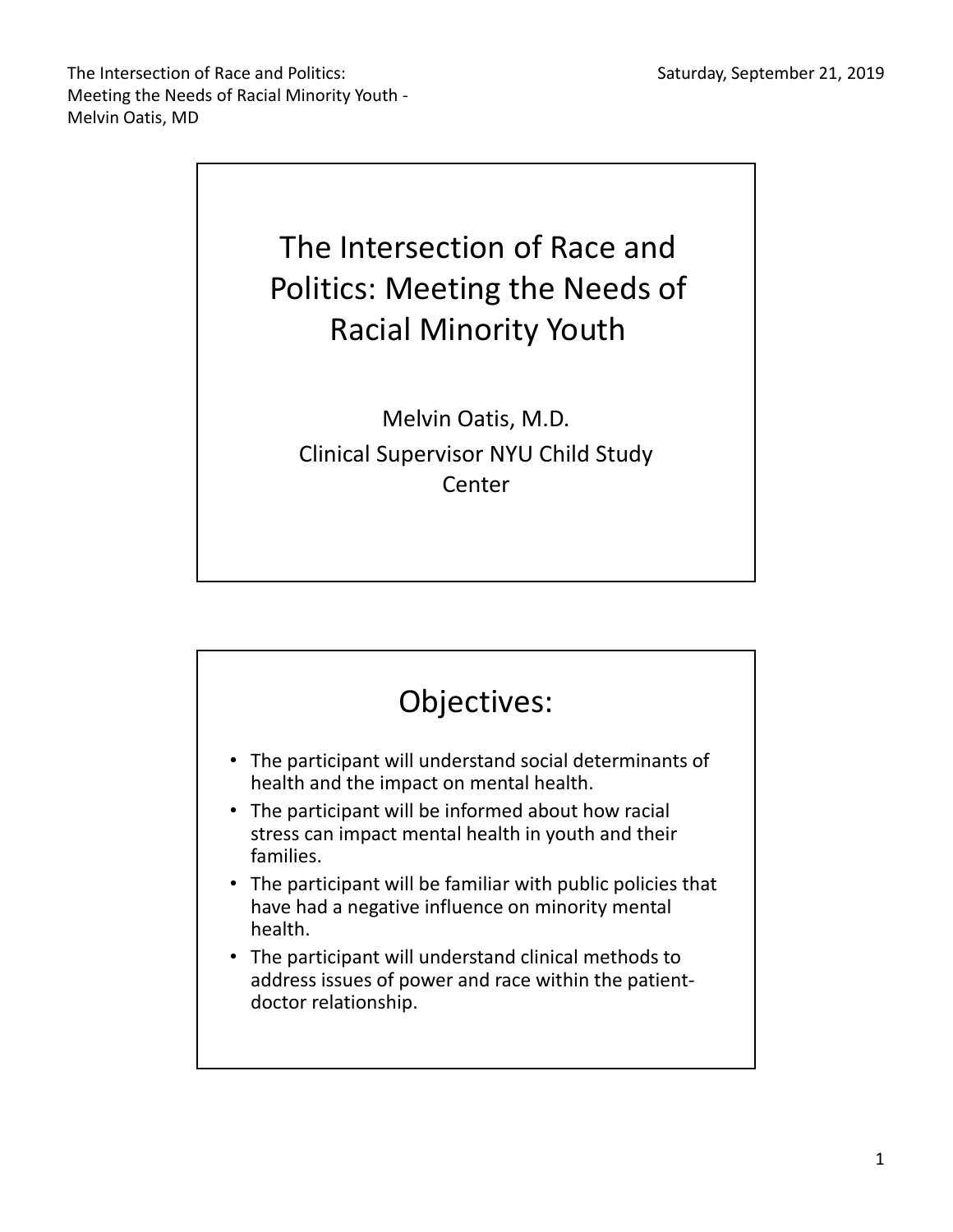# The Intersection of Race and Politics: Meeting the Needs of Racial Minority Youth

Melvin Oatis, M.D.

Clinical Supervisor NYU Child Study Center

## Objectives:

- The participant will understand social determinants of health and the impact on mental health.
- The participant will be informed about how racial stress can impact mental health in youth and their families.
- The participant will be familiar with public policies that have had a negative influence on minority mental health.
- The participant will understand clinical methods to address issues of power and race within the patient-doctor relationship.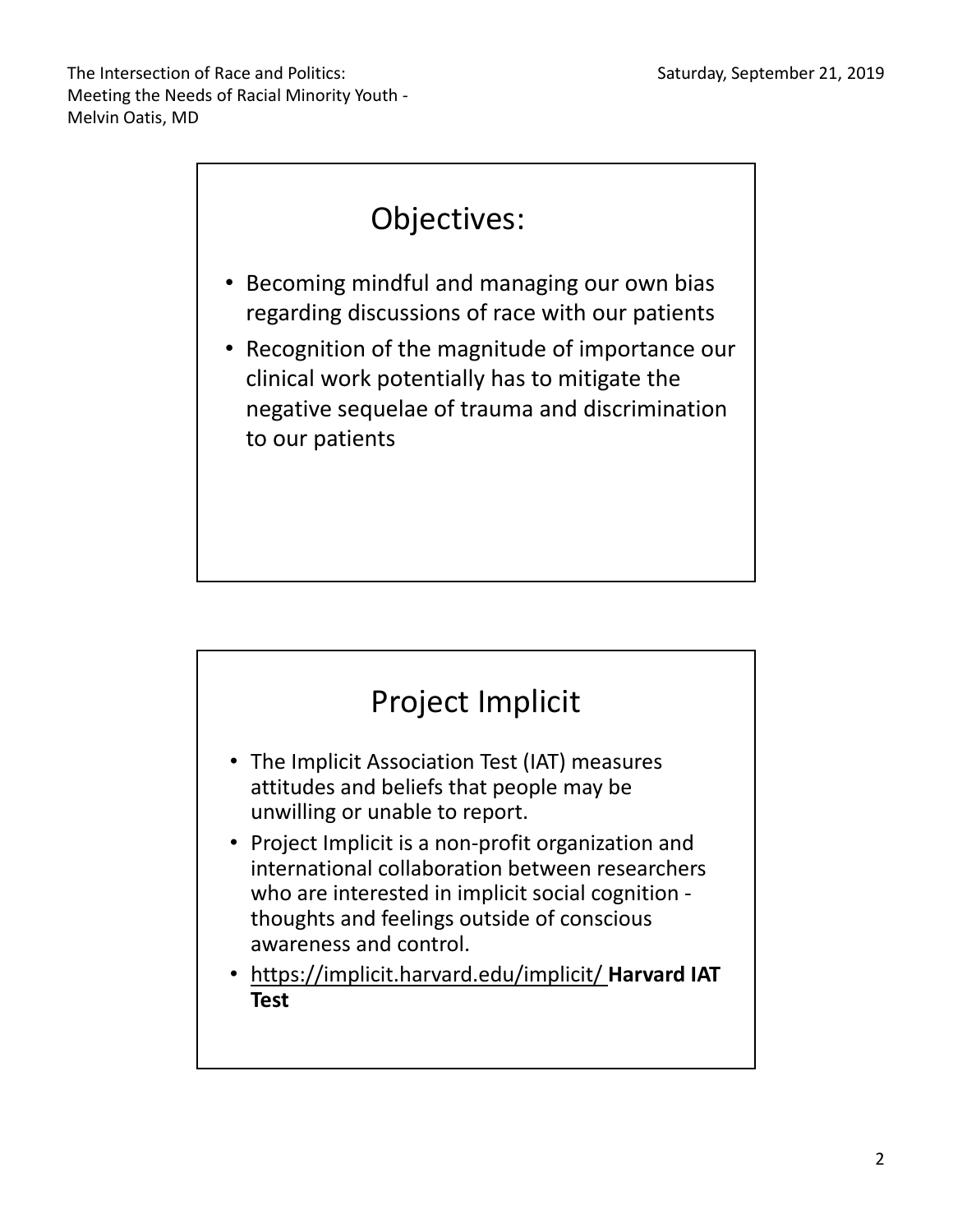## Objectives:

- Becoming mindful and managing our own bias regarding discussions of race with our patients
- Recognition of the magnitude of importance our clinical work potentially has to mitigate the negative sequelae of trauma and discrimination to our patients

## Project Implicit

- The Implicit Association Test (IAT) measures attitudes and beliefs that people may be unwilling or unable to report.
- Project Implicit is a non-profit organization and international collaboration between researchers who are interested in implicit social cognition - thoughts and feelings outside of conscious awareness and control.
- https://implicit.harvard.edu/implicit/ **Harvard IAT Test**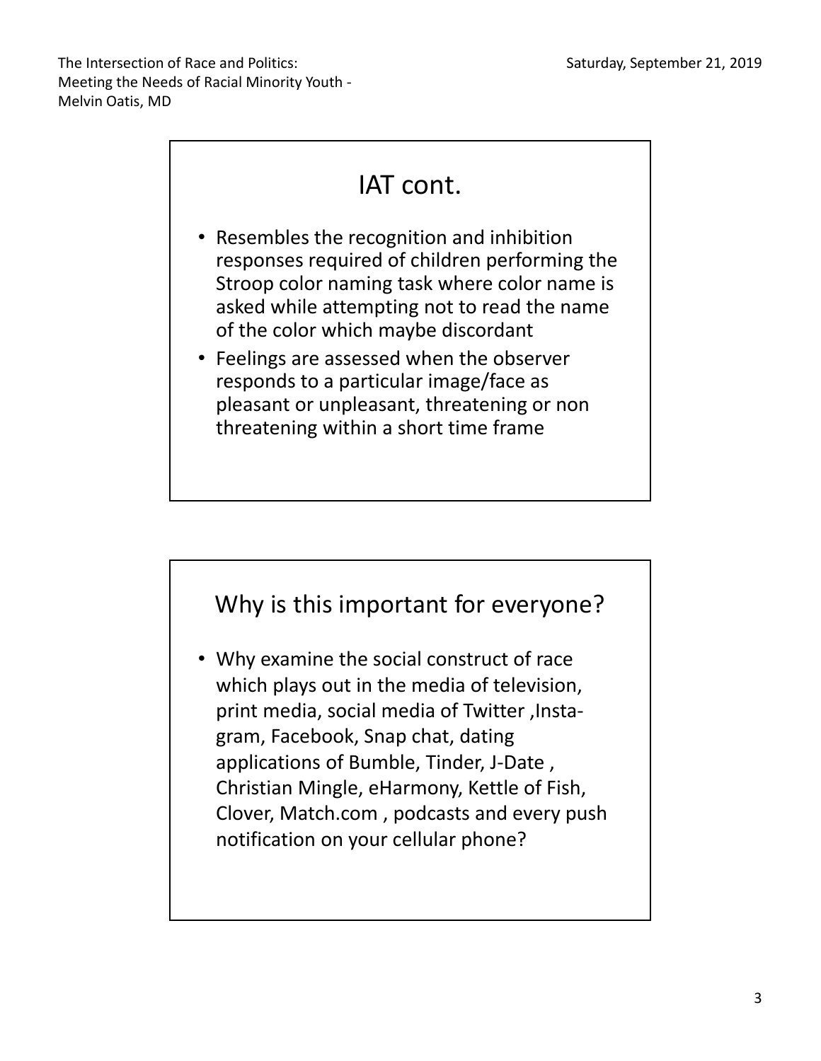## IAT cont.

- Resembles the recognition and inhibition responses required of children performing the Stroop color naming task where color name is asked while attempting not to read the name of the color which maybe discordant
- Feelings are assessed when the observer responds to a particular image/face as pleasant or unpleasant, threatening or non threatening within a short time frame

## Why is this important for everyone?

- Why examine the social construct of race which plays out in the media of television, print media, social media of Twitter ,Insta-gram, Facebook, Snap chat, dating applications of Bumble, Tinder, J-Date , Christian Mingle, eHarmony, Kettle of Fish, Clover, Match.com , podcasts and every push notification on your cellular phone?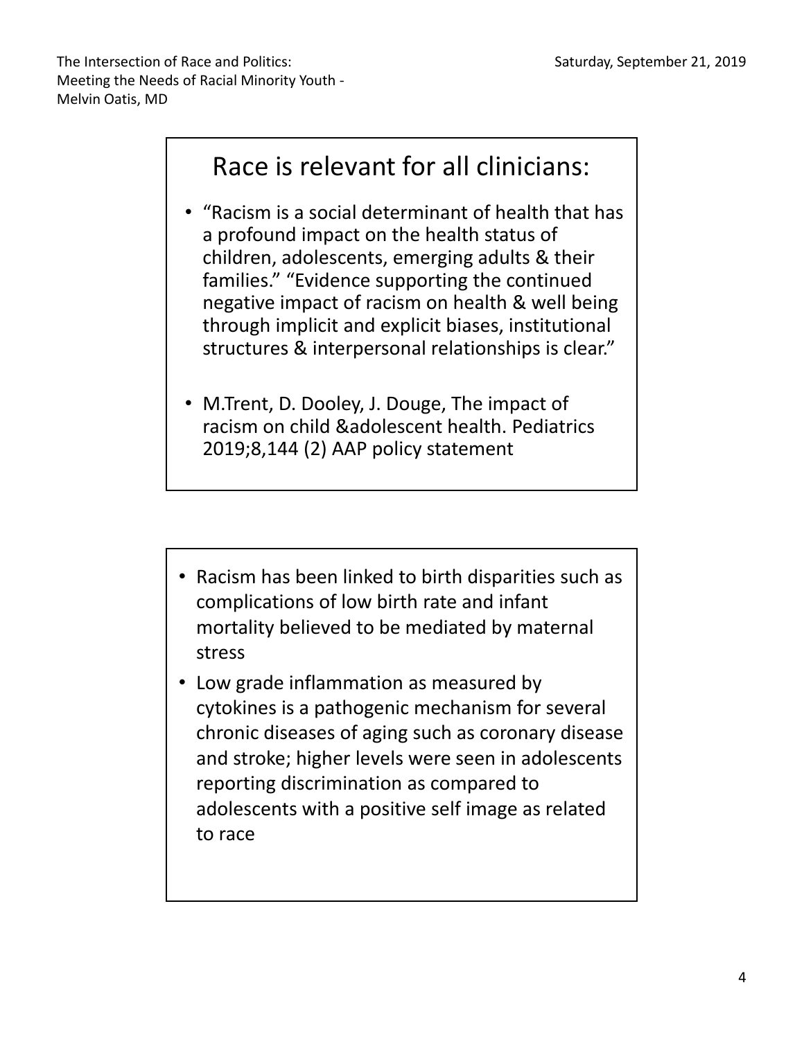## Race is relevant for all clinicians:

- "Racism is a social determinant of health that has a profound impact on the health status of children, adolescents, emerging adults & their families." "Evidence supporting the continued negative impact of racism on health & well being through implicit and explicit biases, institutional structures & interpersonal relationships is clear."
- M.Trent, D. Dooley, J. Douge, The impact of racism on child &adolescent health. Pediatrics 2019;8,144 (2) AAP policy statement

---

- Racism has been linked to birth disparities such as complications of low birth rate and infant mortality believed to be mediated by maternal stress
- Low grade inflammation as measured by cytokines is a pathogenic mechanism for several chronic diseases of aging such as coronary disease and stroke; higher levels were seen in adolescents reporting discrimination as compared to adolescents with a positive self image as related to race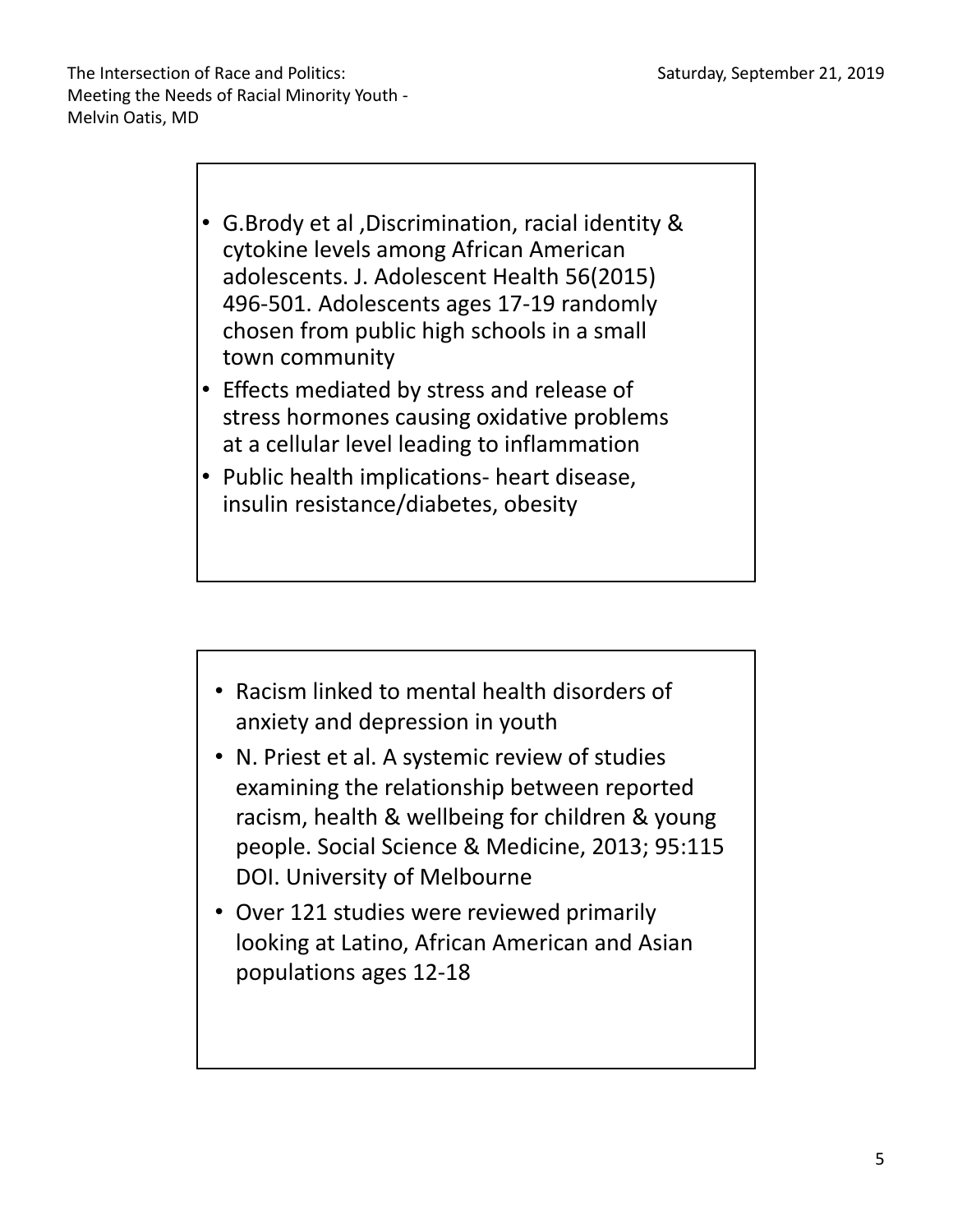- G.Brody et al ,Discrimination, racial identity & cytokine levels among African American adolescents. J. Adolescent Health 56(2015) 496-501. Adolescents ages 17-19 randomly chosen from public high schools in a small town community
- Effects mediated by stress and release of stress hormones causing oxidative problems at a cellular level leading to inflammation
- Public health implications- heart disease, insulin resistance/diabetes, obesity

---

- Racism linked to mental health disorders of anxiety and depression in youth
- N. Priest et al. A systemic review of studies examining the relationship between reported racism, health & wellbeing for children & young people. Social Science & Medicine, 2013; 95:115 DOI. University of Melbourne
- Over 121 studies were reviewed primarily looking at Latino, African American and Asian populations ages 12-18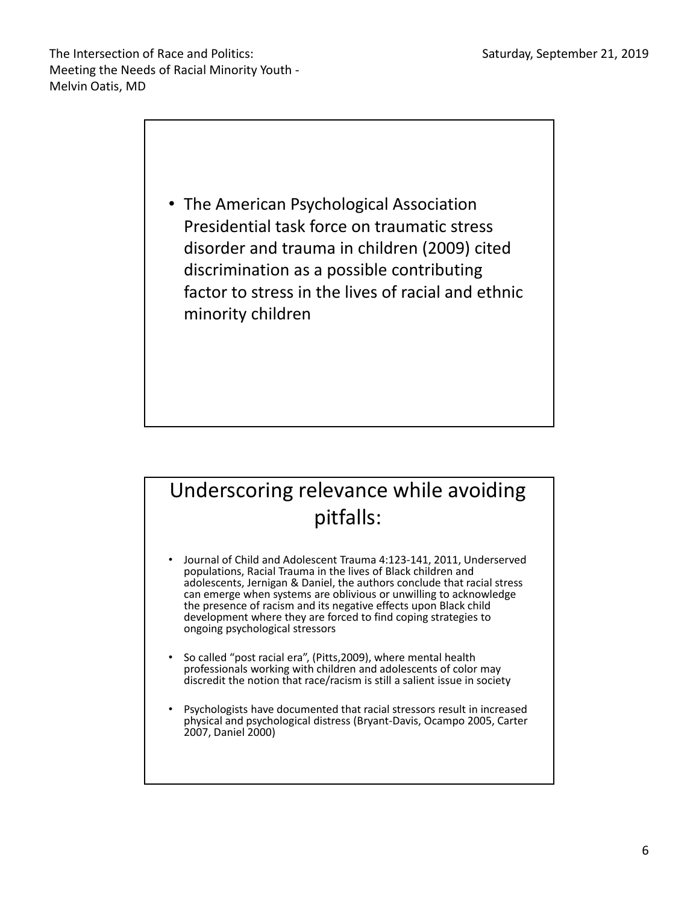- The American Psychological Association Presidential task force on traumatic stress disorder and trauma in children (2009) cited discrimination as a possible contributing factor to stress in the lives of racial and ethnic minority children

## Underscoring relevance while avoiding pitfalls:

- Journal of Child and Adolescent Trauma 4:123-141, 2011, Underserved populations, Racial Trauma in the lives of Black children and adolescents, Jernigan & Daniel, the authors conclude that racial stress can emerge when systems are oblivious or unwilling to acknowledge the presence of racism and its negative effects upon Black child development where they are forced to find coping strategies to ongoing psychological stressors
- So called "post racial era", (Pitts,2009), where mental health professionals working with children and adolescents of color may discredit the notion that race/racism is still a salient issue in society
- Psychologists have documented that racial stressors result in increased physical and psychological distress (Bryant-Davis, Ocampo 2005, Carter 2007, Daniel 2000)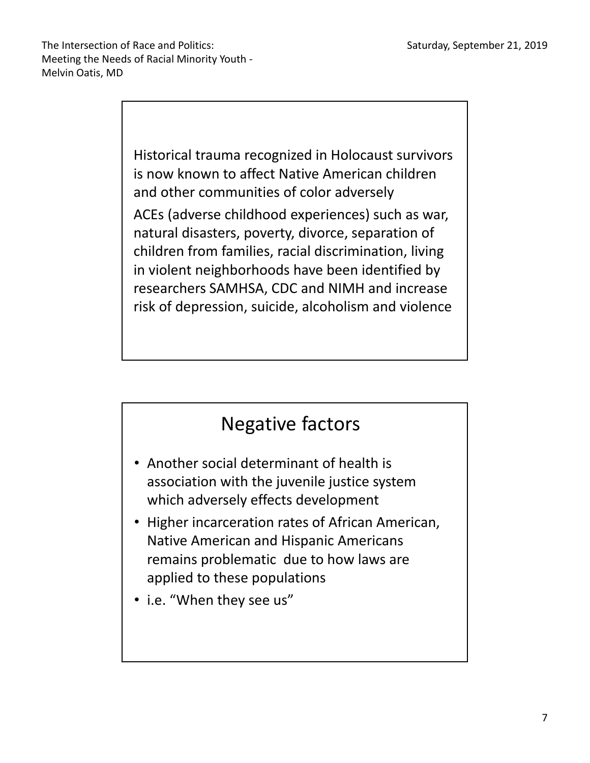Historical trauma recognized in Holocaust survivors is now known to affect Native American children and other communities of color adversely

ACEs (adverse childhood experiences) such as war, natural disasters, poverty, divorce, separation of children from families, racial discrimination, living in violent neighborhoods have been identified by researchers SAMHSA, CDC and NIMH and increase risk of depression, suicide, alcoholism and violence

## Negative factors

- Another social determinant of health is association with the juvenile justice system which adversely effects development
- Higher incarceration rates of African American, Native American and Hispanic Americans remains problematic due to how laws are applied to these populations
- i.e. "When they see us"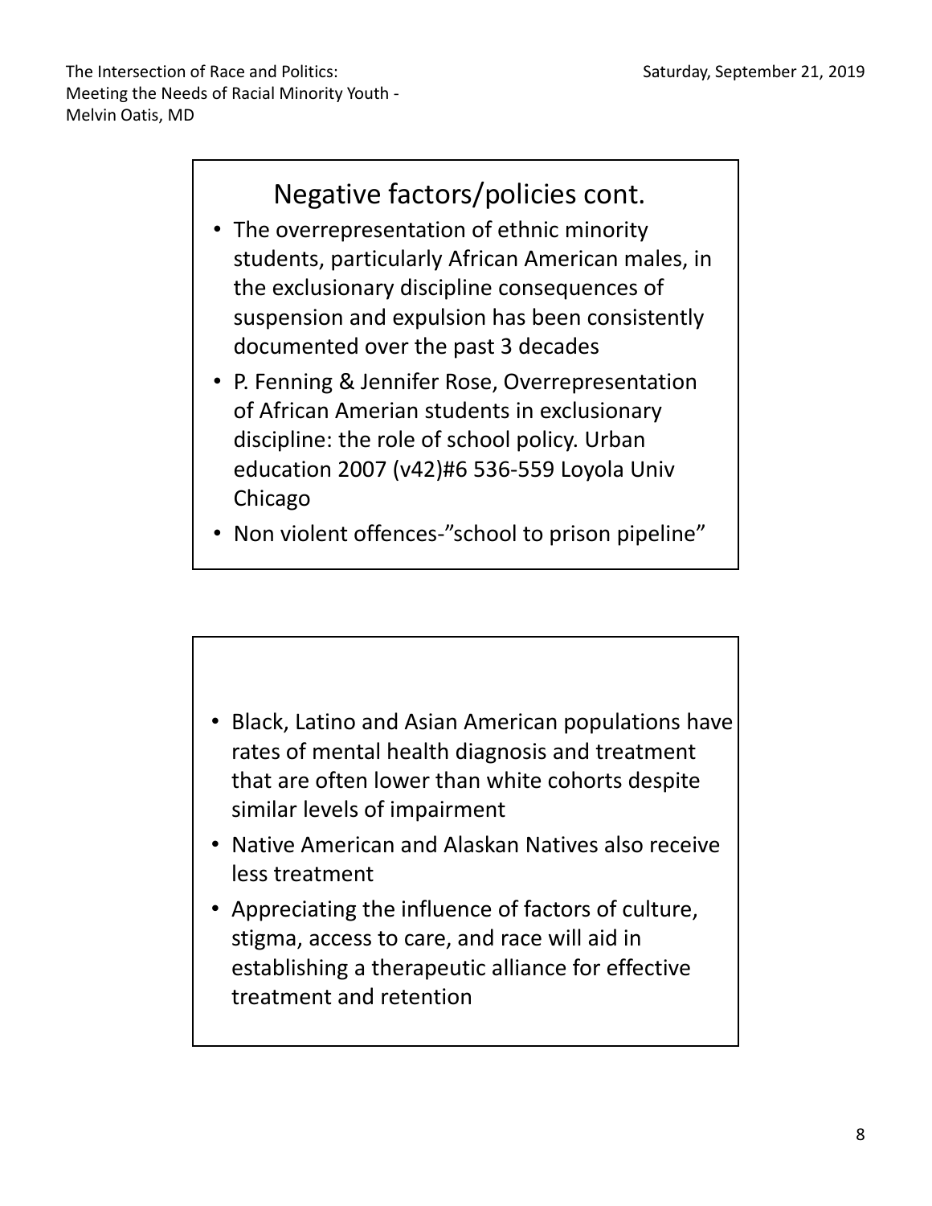## Negative factors/policies cont.

- The overrepresentation of ethnic minority students, particularly African American males, in the exclusionary discipline consequences of suspension and expulsion has been consistently documented over the past 3 decades
- P. Fenning & Jennifer Rose, Overrepresentation of African Amerian students in exclusionary discipline: the role of school policy. Urban education 2007 (v42)#6 536-559 Loyola Univ Chicago
- Non violent offences-"school to prison pipeline"

---

- Black, Latino and Asian American populations have rates of mental health diagnosis and treatment that are often lower than white cohorts despite similar levels of impairment
- Native American and Alaskan Natives also receive less treatment
- Appreciating the influence of factors of culture, stigma, access to care, and race will aid in establishing a therapeutic alliance for effective treatment and retention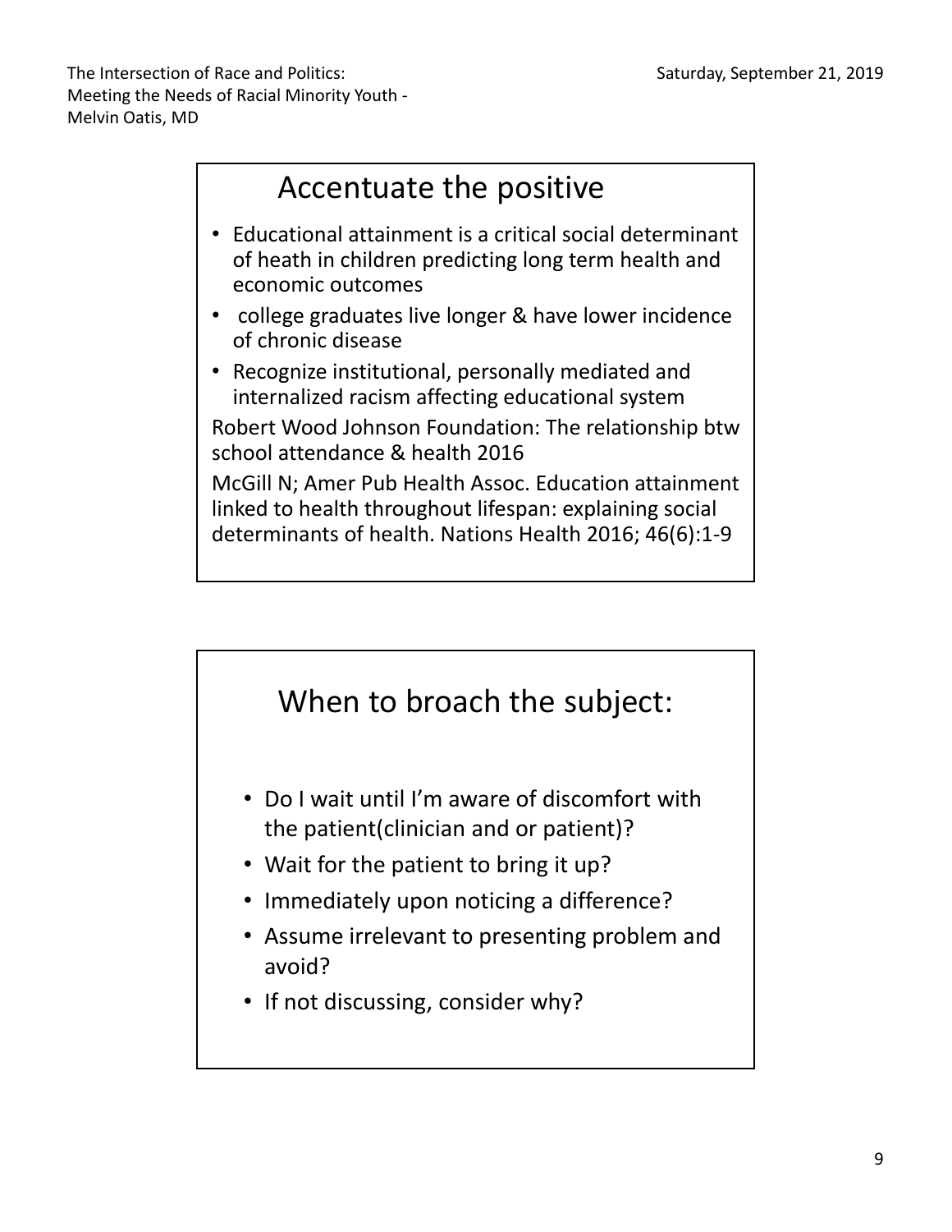## Accentuate the positive

- Educational attainment is a critical social determinant of heath in children predicting long term health and economic outcomes
- college graduates live longer & have lower incidence of chronic disease
- Recognize institutional, personally mediated and internalized racism affecting educational system

Robert Wood Johnson Foundation: The relationship btw school attendance & health 2016

McGill N; Amer Pub Health Assoc. Education attainment linked to health throughout lifespan: explaining social determinants of health. Nations Health 2016; 46(6):1-9

## When to broach the subject:

- Do I wait until I'm aware of discomfort with the patient(clinician and or patient)?
- Wait for the patient to bring it up?
- Immediately upon noticing a difference?
- Assume irrelevant to presenting problem and avoid?
- If not discussing, consider why?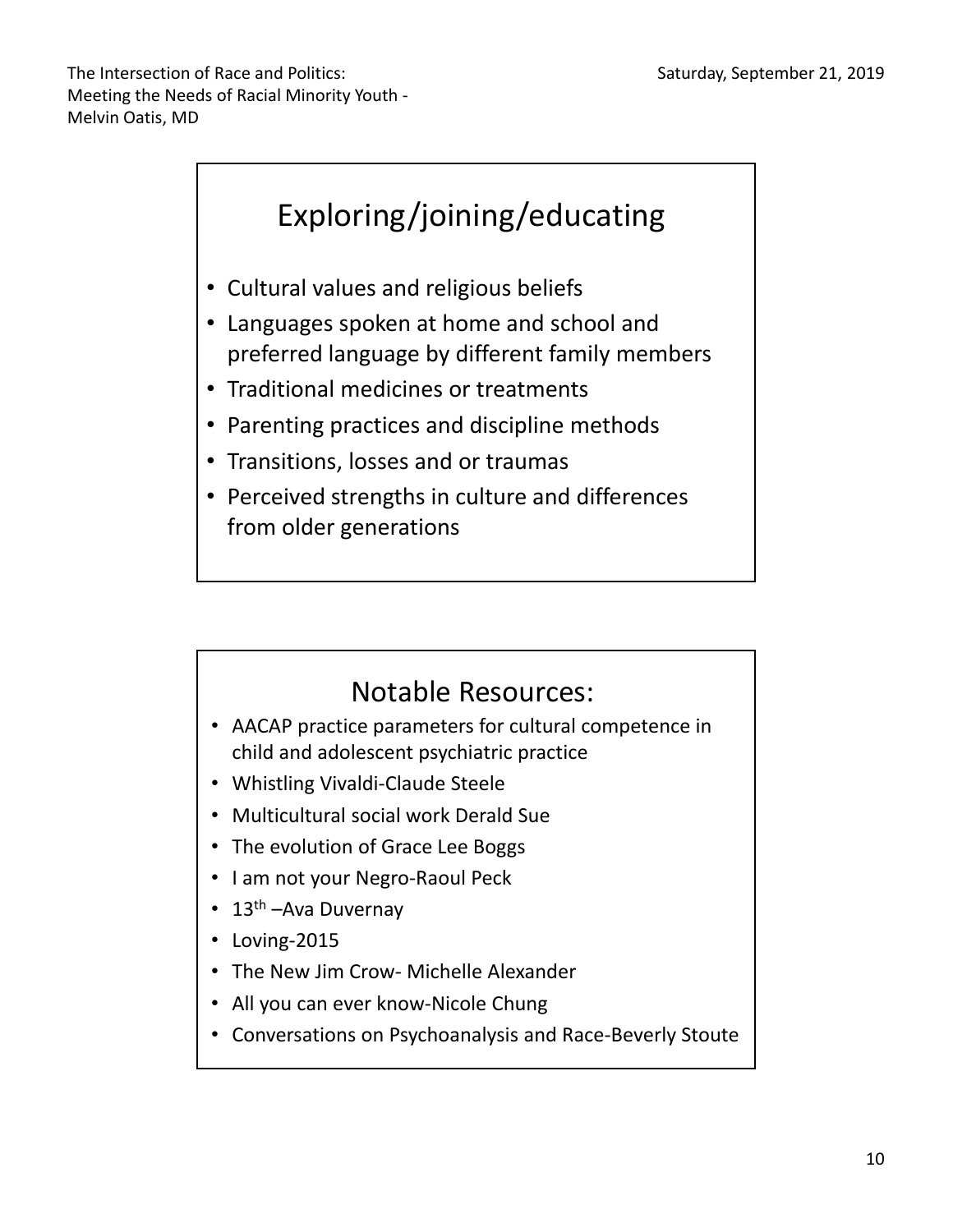## Exploring/joining/educating

- Cultural values and religious beliefs
- Languages spoken at home and school and preferred language by different family members
- Traditional medicines or treatments
- Parenting practices and discipline methods
- Transitions, losses and or traumas
- Perceived strengths in culture and differences from older generations

## Notable Resources:

- AACAP practice parameters for cultural competence in child and adolescent psychiatric practice
- Whistling Vivaldi-Claude Steele
- Multicultural social work Derald Sue
- The evolution of Grace Lee Boggs
- I am not your Negro-Raoul Peck
- 13th –Ava Duvernay
- Loving-2015
- The New Jim Crow- Michelle Alexander
- All you can ever know-Nicole Chung
- Conversations on Psychoanalysis and Race-Beverly Stoute